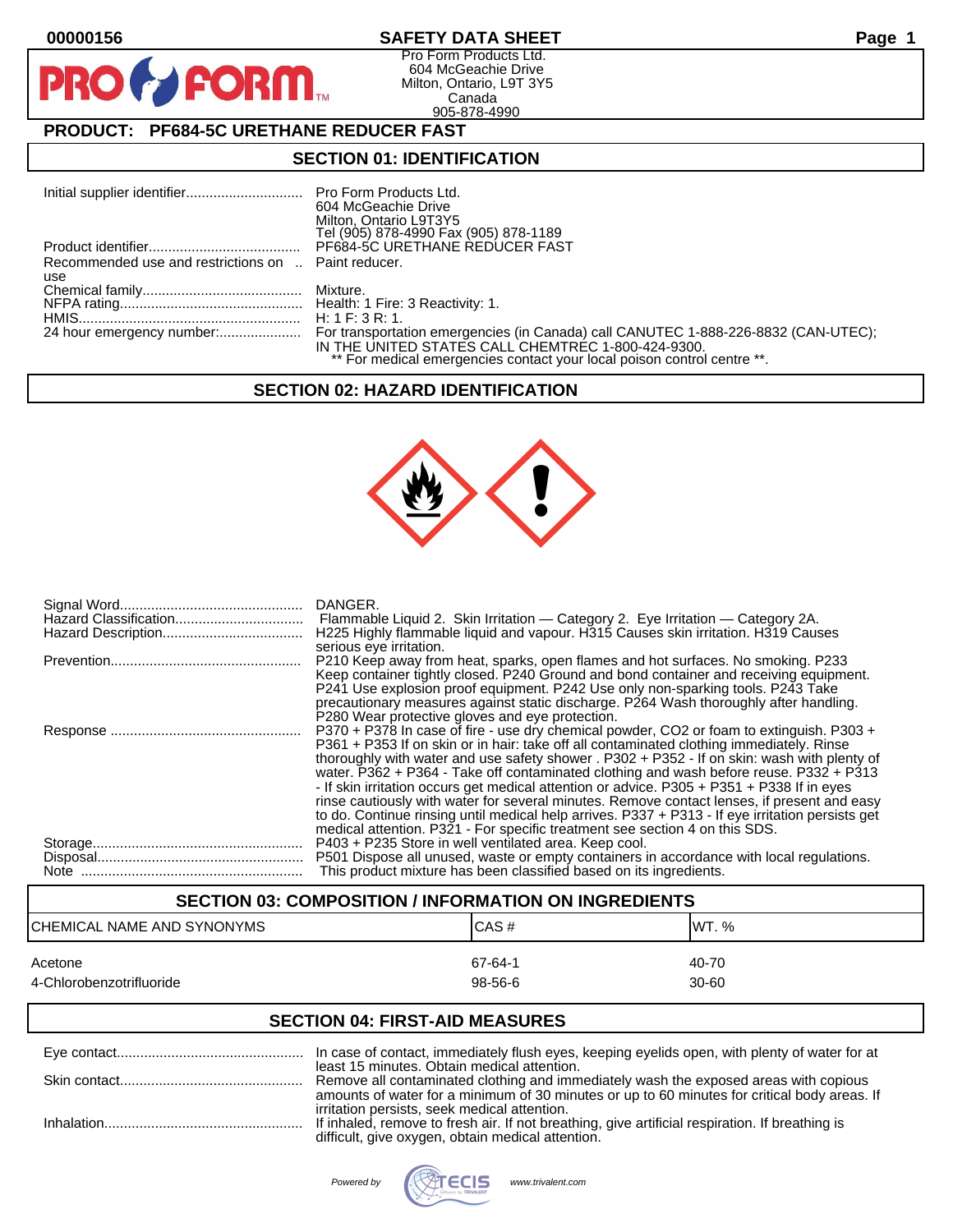00000156

# SAFETY DATA SHEET

Pro Form Products Ltd.
604 McGeachie Drive
Milton, Ontario, L9T 3Y5
Canada
905-878-4990

**PRODUCT: PF684-5C URETHANE REDUCER FAST**

## SECTION 01: IDENTIFICATION

| | |
|---|---|
| Initial supplier identifier | Pro Form Products Ltd. 604 McGeachie Drive Milton, Ontario L9T3Y5 Tel (905) 878-4990 Fax (905) 878-1189 |
| Product identifier | PF684-5C URETHANE REDUCER FAST |
| Recommended use and restrictions on use | Paint reducer. |
| Chemical family | Mixture. |
| NFPA rating | Health: 1 Fire: 3 Reactivity: 1. |
| HMIS | H: 1 F: 3 R: 1. |
| 24 hour emergency number: | For transportation emergencies (in Canada) call CANUTEC 1-888-226-8832 (CAN-UTEC); IN THE UNITED STATES CALL CHEMTREC 1-800-424-9300. ** For medical emergencies contact your local poison control centre **. |

## SECTION 02: HAZARD IDENTIFICATION

| | |
|---|---|
| Signal Word | DANGER. |
| Hazard Classification | Flammable Liquid 2. Skin Irritation — Category 2. Eye Irritation — Category 2A. |
| Hazard Description | H225 Highly flammable liquid and vapour. H315 Causes skin irritation. H319 Causes serious eye irritation. |
| Prevention | P210 Keep away from heat, sparks, open flames and hot surfaces. No smoking. P233 Keep container tightly closed. P240 Ground and bond container and receiving equipment. P241 Use explosion proof equipment. P242 Use only non-sparking tools. P243 Take precautionary measures against static discharge. P264 Wash thoroughly after handling. P280 Wear protective gloves and eye protection. |
| Response | P370 + P378 In case of fire - use dry chemical powder, CO2 or foam to extinguish. P303 + P361 + P353 If on skin or in hair: take off all contaminated clothing immediately. Rinse thoroughly with water and use safety shower . P302 + P352 - If on skin: wash with plenty of water. P362 + P364 - Take off contaminated clothing and wash before reuse. P332 + P313 - If skin irritation occurs get medical attention or advice. P305 + P351 + P338 If in eyes rinse cautiously with water for several minutes. Remove contact lenses, if present and easy to do. Continue rinsing until medical help arrives. P337 + P313 - If eye irritation persists get medical attention. P321 - For specific treatment see section 4 on this SDS. |
| Storage | P403 + P235 Store in well ventilated area. Keep cool. |
| Disposal | P501 Dispose all unused, waste or empty containers in accordance with local regulations. |
| Note | This product mixture has been classified based on its ingredients. |

## SECTION 03: COMPOSITION / INFORMATION ON INGREDIENTS

| CHEMICAL NAME AND SYNONYMS | CAS # | WT. % |
|---|---|---|
| Acetone | 67-64-1 | 40-70 |
| 4-Chlorobenzotrifluoride | 98-56-6 | 30-60 |

## SECTION 04: FIRST-AID MEASURES

| | |
|---|---|
| Eye contact | In case of contact, immediately flush eyes, keeping eyelids open, with plenty of water for at least 15 minutes. Obtain medical attention. |
| Skin contact | Remove all contaminated clothing and immediately wash the exposed areas with copious amounts of water for a minimum of 30 minutes or up to 60 minutes for critical body areas. If irritation persists, seek medical attention. |
| Inhalation | If inhaled, remove to fresh air. If not breathing, give artificial respiration. If breathing is difficult, give oxygen, obtain medical attention. |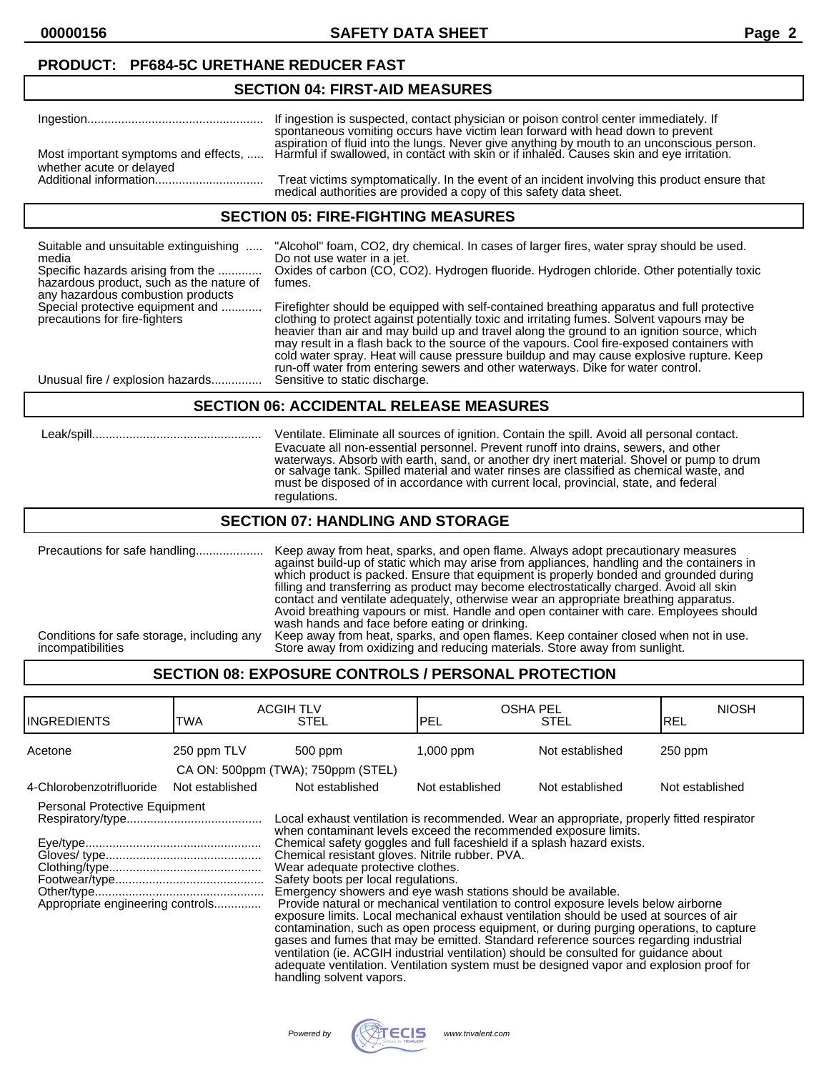**PRODUCT: PF684-5C URETHANE REDUCER FAST**

## SECTION 04: FIRST-AID MEASURES

Ingestion: If ingestion is suspected, contact physician or poison control center immediately. If spontaneous vomiting occurs have victim lean forward with head down to prevent aspiration of fluid into the lungs. Never give anything by mouth to an unconscious person.

Most important symptoms and effects, whether acute or delayed: Harmful if swallowed, in contact with skin or if inhaled. Causes skin and eye irritation.

Additional information: Treat victims symptomatically. In the event of an incident involving this product ensure that medical authorities are provided a copy of this safety data sheet.

## SECTION 05: FIRE-FIGHTING MEASURES

Suitable and unsuitable extinguishing media: "Alcohol" foam, CO2, dry chemical. In cases of larger fires, water spray should be used. Do not use water in a jet.

Specific hazards arising from the hazardous product, such as the nature of any hazardous combustion products: Oxides of carbon (CO, CO2). Hydrogen fluoride. Hydrogen chloride. Other potentially toxic fumes.

Special protective equipment and precautions for fire-fighters: Firefighter should be equipped with self-contained breathing apparatus and full protective clothing to protect against potentially toxic and irritating fumes. Solvent vapours may be heavier than air and may build up and travel along the ground to an ignition source, which may result in a flash back to the source of the vapours. Cool fire-exposed containers with cold water spray. Heat will cause pressure buildup and may cause explosive rupture. Keep run-off water from entering sewers and other waterways. Dike for water control.

Unusual fire / explosion hazards: Sensitive to static discharge.

## SECTION 06: ACCIDENTAL RELEASE MEASURES

Leak/spill: Ventilate. Eliminate all sources of ignition. Contain the spill. Avoid all personal contact. Evacuate all non-essential personnel. Prevent runoff into drains, sewers, and other waterways. Absorb with earth, sand, or another dry inert material. Shovel or pump to drum or salvage tank. Spilled material and water rinses are classified as chemical waste, and must be disposed of in accordance with current local, provincial, state, and federal regulations.

## SECTION 07: HANDLING AND STORAGE

Precautions for safe handling: Keep away from heat, sparks, and open flame. Always adopt precautionary measures against build-up of static which may arise from appliances, handling and the containers in which product is packed. Ensure that equipment is properly bonded and grounded during filling and transferring as product may become electrostatically charged. Avoid all skin contact and ventilate adequately, otherwise wear an appropriate breathing apparatus. Avoid breathing vapours or mist. Handle and open container with care. Employees should wash hands and face before eating or drinking.

Conditions for safe storage, including any incompatibilities: Keep away from heat, sparks, and open flames. Keep container closed when not in use. Store away from oxidizing and reducing materials. Store away from sunlight.

## SECTION 08: EXPOSURE CONTROLS / PERSONAL PROTECTION

| INGREDIENTS | ACGIH TLV TWA | ACGIH TLV STEL | OSHA PEL PEL | OSHA PEL STEL | NIOSH REL |
|---|---|---|---|---|---|
| Acetone | 250 ppm TLV | 500 ppm | 1,000 ppm | Not established | 250 ppm |
| | CA ON: 500ppm (TWA); 750ppm (STEL) | | | | |
| 4-Chlorobenzotrifluoride | Not established | Not established | Not established | Not established | Not established |

Personal Protective Equipment

Respiratory/type: Local exhaust ventilation is recommended. Wear an appropriate, properly fitted respirator when contaminant levels exceed the recommended exposure limits.

Eye/type: Chemical safety goggles and full faceshield if a splash hazard exists.

Gloves/ type: Chemical resistant gloves. Nitrile rubber. PVA.

Clothing/type: Wear adequate protective clothes.

Footwear/type: Safety boots per local regulations.

Other/type: Emergency showers and eye wash stations should be available.

Appropriate engineering controls: Provide natural or mechanical ventilation to control exposure levels below airborne exposure limits. Local mechanical exhaust ventilation should be used at sources of air contamination, such as open process equipment, or during purging operations, to capture gases and fumes that may be emitted. Standard reference sources regarding industrial ventilation (ie. ACGIH industrial ventilation) should be consulted for guidance about adequate ventilation. Ventilation system must be designed vapor and explosion proof for handling solvent vapors.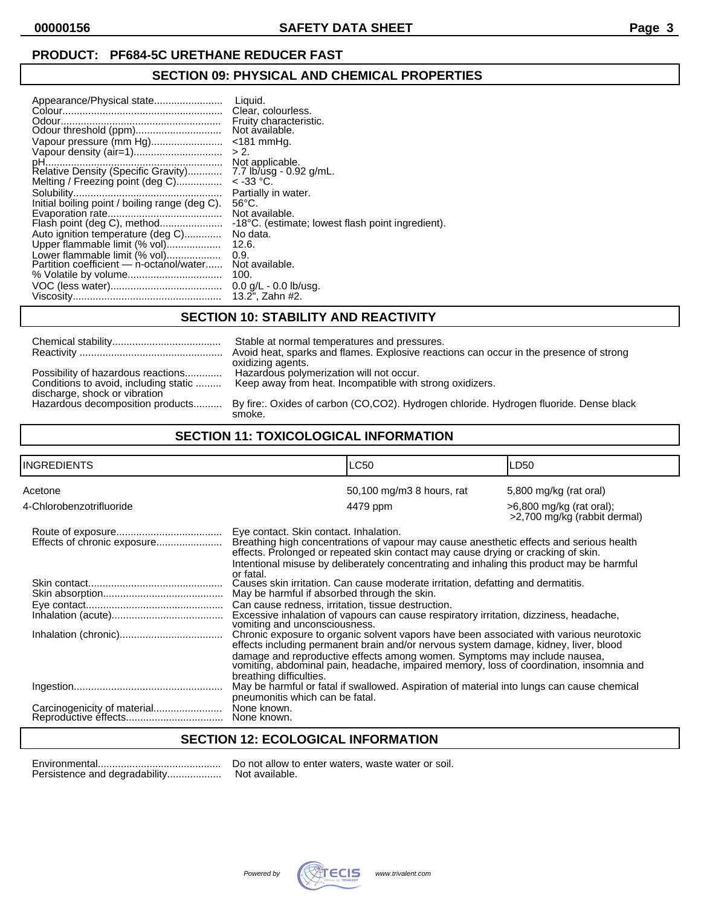**PRODUCT: PF684-5C URETHANE REDUCER FAST**

## SECTION 09: PHYSICAL AND CHEMICAL PROPERTIES

| Property | Value |
|---|---|
| Appearance/Physical state | Liquid. |
| Colour | Clear, colourless. |
| Odour | Fruity characteristic. |
| Odour threshold (ppm) | Not available. |
| Vapour pressure (mm Hg) | <181 mmHg. |
| Vapour density (air=1) | > 2. |
| pH | Not applicable. |
| Relative Density (Specific Gravity) | 7.7 lb/usg - 0.92 g/mL. |
| Melting / Freezing point (deg C) | < -33 °C. |
| Solubility | Partially in water. |
| Initial boiling point / boiling range (deg C). | 56°C. |
| Evaporation rate | Not available. |
| Flash point (deg C), method | -18°C. (estimate; lowest flash point ingredient). |
| Auto ignition temperature (deg C) | No data. |
| Upper flammable limit (% vol) | 12.6. |
| Lower flammable limit (% vol) | 0.9. |
| Partition coefficient — n-octanol/water | Not available. |
| % Volatile by volume | 100. |
| VOC (less water) | 0.0 g/L - 0.0 lb/usg. |
| Viscosity | 13.2", Zahn #2. |

## SECTION 10: STABILITY AND REACTIVITY

| Property | Value |
|---|---|
| Chemical stability | Stable at normal temperatures and pressures. |
| Reactivity | Avoid heat, sparks and flames. Explosive reactions can occur in the presence of strong oxidizing agents. |
| Possibility of hazardous reactions | Hazardous polymerization will not occur. |
| Conditions to avoid, including static discharge, shock or vibration | Keep away from heat. Incompatible with strong oxidizers. |
| Hazardous decomposition products | By fire:. Oxides of carbon (CO,CO2). Hydrogen chloride. Hydrogen fluoride. Dense black smoke. |

## SECTION 11: TOXICOLOGICAL INFORMATION

| INGREDIENTS | LC50 | LD50 |
|---|---|---|
| Acetone | 50,100 mg/m3 8 hours, rat | 5,800 mg/kg (rat oral) |
| 4-Chlorobenzotrifluoride | 4479 ppm | >6,800 mg/kg (rat oral); >2,700 mg/kg (rabbit dermal) |

| Property | Value |
|---|---|
| Route of exposure | Eye contact. Skin contact. Inhalation. |
| Effects of chronic exposure | Breathing high concentrations of vapour may cause anesthetic effects and serious health effects. Prolonged or repeated skin contact may cause drying or cracking of skin. Intentional misuse by deliberately concentrating and inhaling this product may be harmful or fatal. |
| Skin contact | Causes skin irritation. Can cause moderate irritation, defatting and dermatitis. |
| Skin absorption | May be harmful if absorbed through the skin. |
| Eye contact | Can cause redness, irritation, tissue destruction. |
| Inhalation (acute) | Excessive inhalation of vapours can cause respiratory irritation, dizziness, headache, vomiting and unconsciousness. |
| Inhalation (chronic) | Chronic exposure to organic solvent vapors have been associated with various neurotoxic effects including permanent brain and/or nervous system damage, kidney, liver, blood damage and reproductive effects among women. Symptoms may include nausea, vomiting, abdominal pain, headache, impaired memory, loss of coordination, insomnia and breathing difficulties. |
| Ingestion | May be harmful or fatal if swallowed. Aspiration of material into lungs can cause chemical pneumonitis which can be fatal. |
| Carcinogenicity of material | None known. |
| Reproductive effects | None known. |

## SECTION 12: ECOLOGICAL INFORMATION

| Property | Value |
|---|---|
| Environmental | Do not allow to enter waters, waste water or soil. |
| Persistence and degradability | Not available. |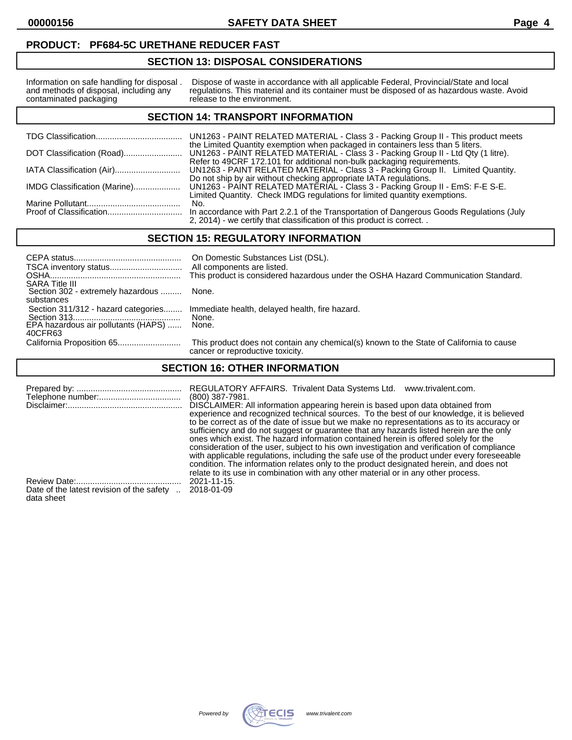**PRODUCT: PF684-5C URETHANE REDUCER FAST**

## SECTION 13: DISPOSAL CONSIDERATIONS

| | |
|---|---|
| Information on safe handling for disposal and methods of disposal, including any contaminated packaging | Dispose of waste in accordance with all applicable Federal, Provincial/State and local regulations. This material and its container must be disposed of as hazardous waste. Avoid release to the environment. |

## SECTION 14: TRANSPORT INFORMATION

| | |
|---|---|
| TDG Classification | UN1263 - PAINT RELATED MATERIAL - Class 3 - Packing Group II - This product meets the Limited Quantity exemption when packaged in containers less than 5 liters. |
| DOT Classification (Road) | UN1263 - PAINT RELATED MATERIAL - Class 3 - Packing Group II - Ltd Qty (1 litre). Refer to 49CRF 172.101 for additional non-bulk packaging requirements. |
| IATA Classification (Air) | UN1263 - PAINT RELATED MATERIAL - Class 3 - Packing Group II. Limited Quantity. Do not ship by air without checking appropriate IATA regulations. |
| IMDG Classification (Marine) | UN1263 - PAINT RELATED MATERIAL - Class 3 - Packing Group II - EmS: F-E S-E. Limited Quantity. Check IMDG regulations for limited quantity exemptions. |
| Marine Pollutant | No. |
| Proof of Classification | In accordance with Part 2.2.1 of the Transportation of Dangerous Goods Regulations (July 2, 2014) - we certify that classification of this product is correct. . |

## SECTION 15: REGULATORY INFORMATION

| | |
|---|---|
| CEPA status | On Domestic Substances List (DSL). |
| TSCA inventory status | All components are listed. |
| OSHA | This product is considered hazardous under the OSHA Hazard Communication Standard. |
| SARA Title III | |
| Section 302 - extremely hazardous substances | None. |
| Section 311/312 - hazard categories | Immediate health, delayed health, fire hazard. |
| Section 313 | None. |
| EPA hazardous air pollutants (HAPS) 40CFR63 | None. |
| California Proposition 65 | This product does not contain any chemical(s) known to the State of California to cause cancer or reproductive toxicity. |

## SECTION 16: OTHER INFORMATION

| | |
|---|---|
| Prepared by: | REGULATORY AFFAIRS. Trivalent Data Systems Ltd. www.trivalent.com. |
| Telephone number: | (800) 387-7981. |
| Disclaimer: | DISCLAIMER: All information appearing herein is based upon data obtained from experience and recognized technical sources. To the best of our knowledge, it is believed to be correct as of the date of issue but we make no representations as to its accuracy or sufficiency and do not suggest or guarantee that any hazards listed herein are the only ones which exist. The hazard information contained herein is offered solely for the consideration of the user, subject to his own investigation and verification of compliance with applicable regulations, including the safe use of the product under every foreseeable condition. The information relates only to the product designated herein, and does not relate to its use in combination with any other material or in any other process. |
| Review Date: | 2021-11-15. |
| Date of the latest revision of the safety data sheet | 2018-01-09 |